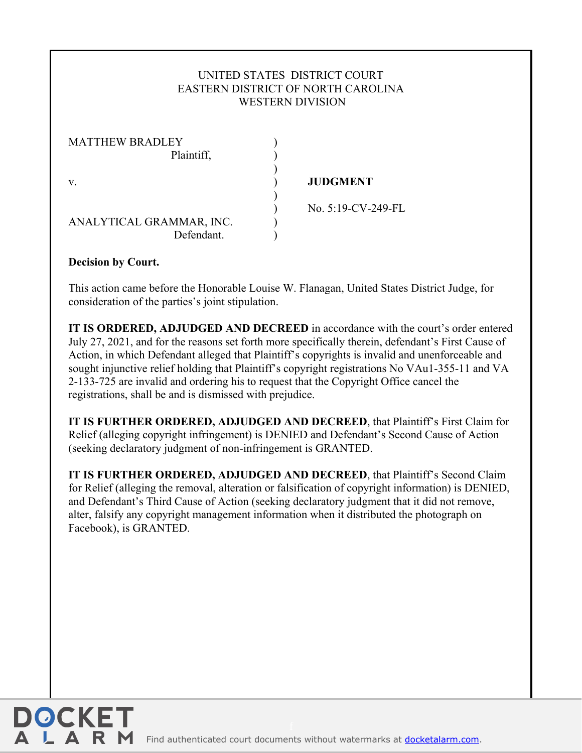UNITED STATES DISTRICT COURT
EASTERN DISTRICT OF NORTH CAROLINA
WESTERN DIVISION

| | | |
|---|---|---|
| MATTHEW BRADLEY<br>Plaintiff, | ) | |
| v. | ) | **JUDGMENT** |
| | ) | No. 5:19-CV-249-FL |
| ANALYTICAL GRAMMAR, INC.<br>Defendant. | ) | |

**Decision by Court.**

This action came before the Honorable Louise W. Flanagan, United States District Judge, for consideration of the parties's joint stipulation.

**IT IS ORDERED, ADJUDGED AND DECREED** in accordance with the court's order entered July 27, 2021, and for the reasons set forth more specifically therein, defendant's First Cause of Action, in which Defendant alleged that Plaintiff's copyrights is invalid and unenforceable and sought injunctive relief holding that Plaintiff's copyright registrations No VAu1-355-11 and VA 2-133-725 are invalid and ordering his to request that the Copyright Office cancel the registrations, shall be and is dismissed with prejudice.

**IT IS FURTHER ORDERED, ADJUDGED AND DECREED**, that Plaintiff's First Claim for Relief (alleging copyright infringement) is DENIED and Defendant's Second Cause of Action (seeking declaratory judgment of non-infringement is GRANTED.

**IT IS FURTHER ORDERED, ADJUDGED AND DECREED**, that Plaintiff's Second Claim for Relief (alleging the removal, alteration or falsification of copyright information) is DENIED, and Defendant's Third Cause of Action (seeking declaratory judgment that it did not remove, alter, falsify any copyright management information when it distributed the photograph on Facebook), is GRANTED.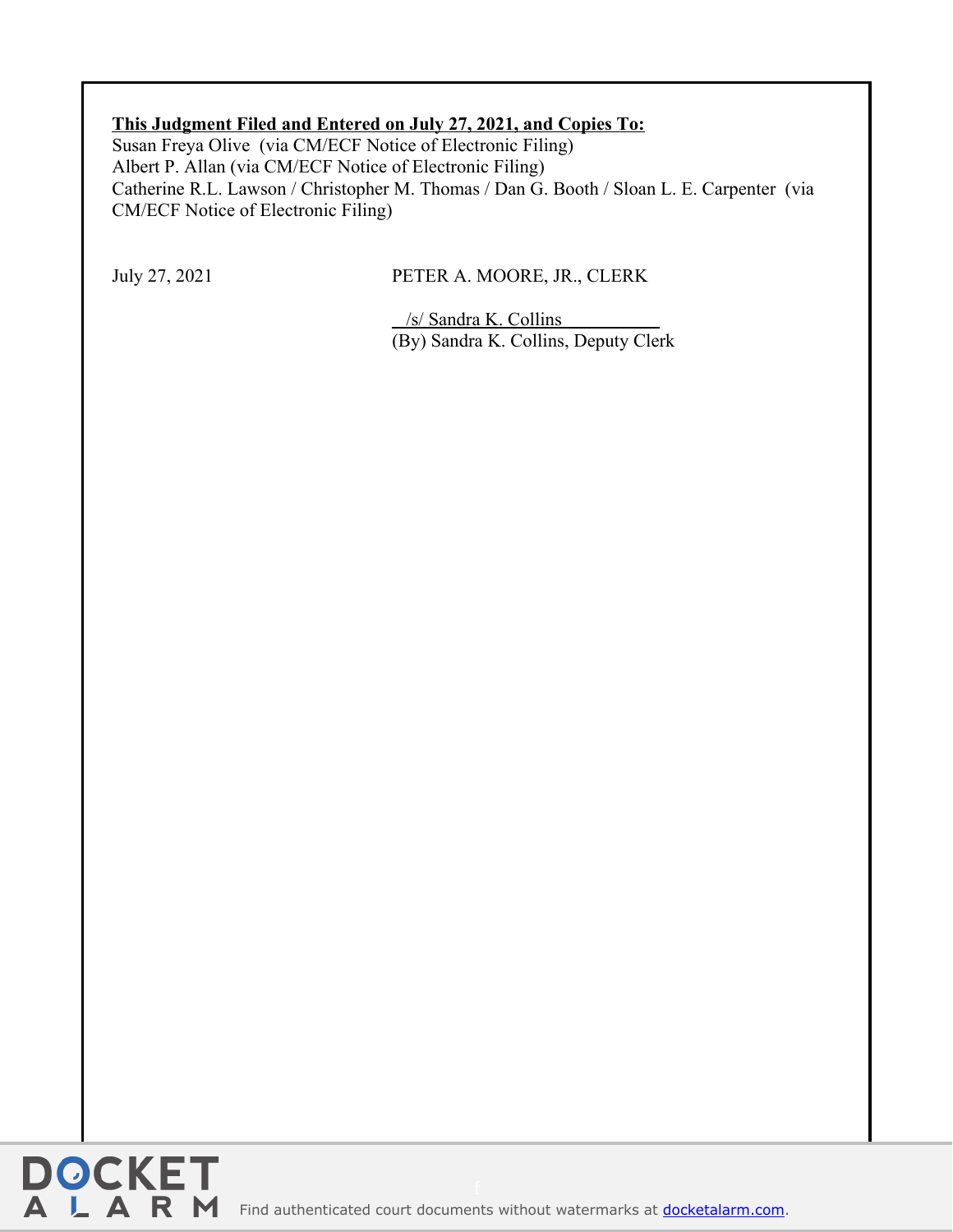**This Judgment Filed and Entered on July 27, 2021, and Copies To:**

Susan Freya Olive (via CM/ECF Notice of Electronic Filing)
Albert P. Allan (via CM/ECF Notice of Electronic Filing)
Catherine R.L. Lawson / Christopher M. Thomas / Dan G. Booth / Sloan L. E. Carpenter (via CM/ECF Notice of Electronic Filing)

July 27, 2021 PETER A. MOORE, JR., CLERK

/s/ Sandra K. Collins
(By) Sandra K. Collins, Deputy Clerk